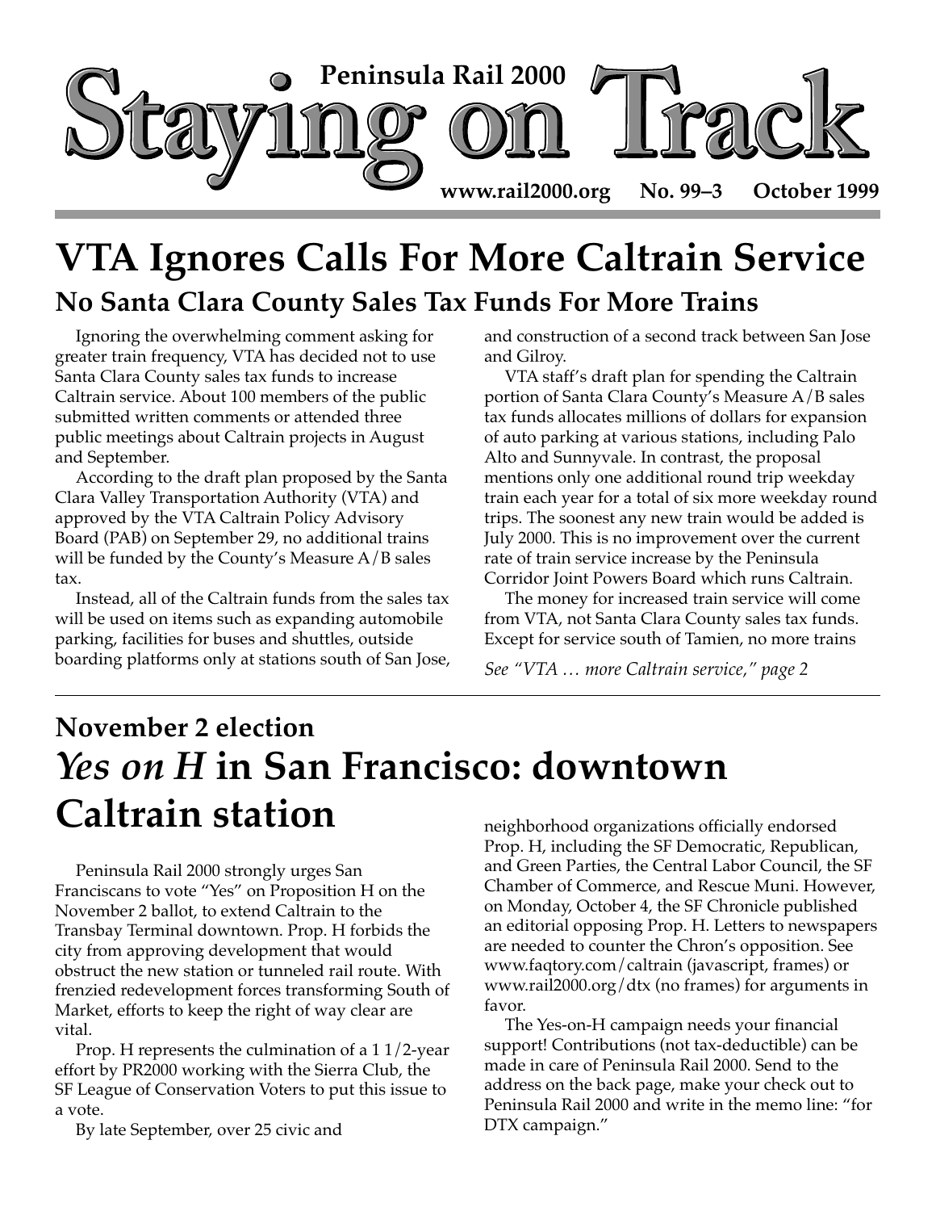# Peninsula Rail 2000 Staying on Track

www.rail2000.org No. 99–3 October 1999

# VTA Ignores Calls For More Caltrain Service

## No Santa Clara County Sales Tax Funds For More Trains

Ignoring the overwhelming comment asking for greater train frequency, VTA has decided not to use Santa Clara County sales tax funds to increase Caltrain service. About 100 members of the public submitted written comments or attended three public meetings about Caltrain projects in August and September.

According to the draft plan proposed by the Santa Clara Valley Transportation Authority (VTA) and approved by the VTA Caltrain Policy Advisory Board (PAB) on September 29, no additional trains will be funded by the County's Measure A/B sales tax.

Instead, all of the Caltrain funds from the sales tax will be used on items such as expanding automobile parking, facilities for buses and shuttles, outside boarding platforms only at stations south of San Jose, and construction of a second track between San Jose and Gilroy.

VTA staff's draft plan for spending the Caltrain portion of Santa Clara County's Measure A/B sales tax funds allocates millions of dollars for expansion of auto parking at various stations, including Palo Alto and Sunnyvale. In contrast, the proposal mentions only one additional round trip weekday train each year for a total of six more weekday round trips. The soonest any new train would be added is July 2000. This is no improvement over the current rate of train service increase by the Peninsula Corridor Joint Powers Board which runs Caltrain.

The money for increased train service will come from VTA, not Santa Clara County sales tax funds. Except for service south of Tamien, no more trains

*See "VTA … more Caltrain service," page 2*

---

## November 2 election

# *Yes on H* in San Francisco: downtown Caltrain station

Peninsula Rail 2000 strongly urges San Franciscans to vote "Yes" on Proposition H on the November 2 ballot, to extend Caltrain to the Transbay Terminal downtown. Prop. H forbids the city from approving development that would obstruct the new station or tunneled rail route. With frenzied redevelopment forces transforming South of Market, efforts to keep the right of way clear are vital.

Prop. H represents the culmination of a 1 1/2-year effort by PR2000 working with the Sierra Club, the SF League of Conservation Voters to put this issue to a vote.

By late September, over 25 civic and neighborhood organizations officially endorsed Prop. H, including the SF Democratic, Republican, and Green Parties, the Central Labor Council, the SF Chamber of Commerce, and Rescue Muni. However, on Monday, October 4, the SF Chronicle published an editorial opposing Prop. H. Letters to newspapers are needed to counter the Chron's opposition. See www.faqtory.com/caltrain (javascript, frames) or www.rail2000.org/dtx (no frames) for arguments in favor.

The Yes-on-H campaign needs your financial support! Contributions (not tax-deductible) can be made in care of Peninsula Rail 2000. Send to the address on the back page, make your check out to Peninsula Rail 2000 and write in the memo line: "for DTX campaign."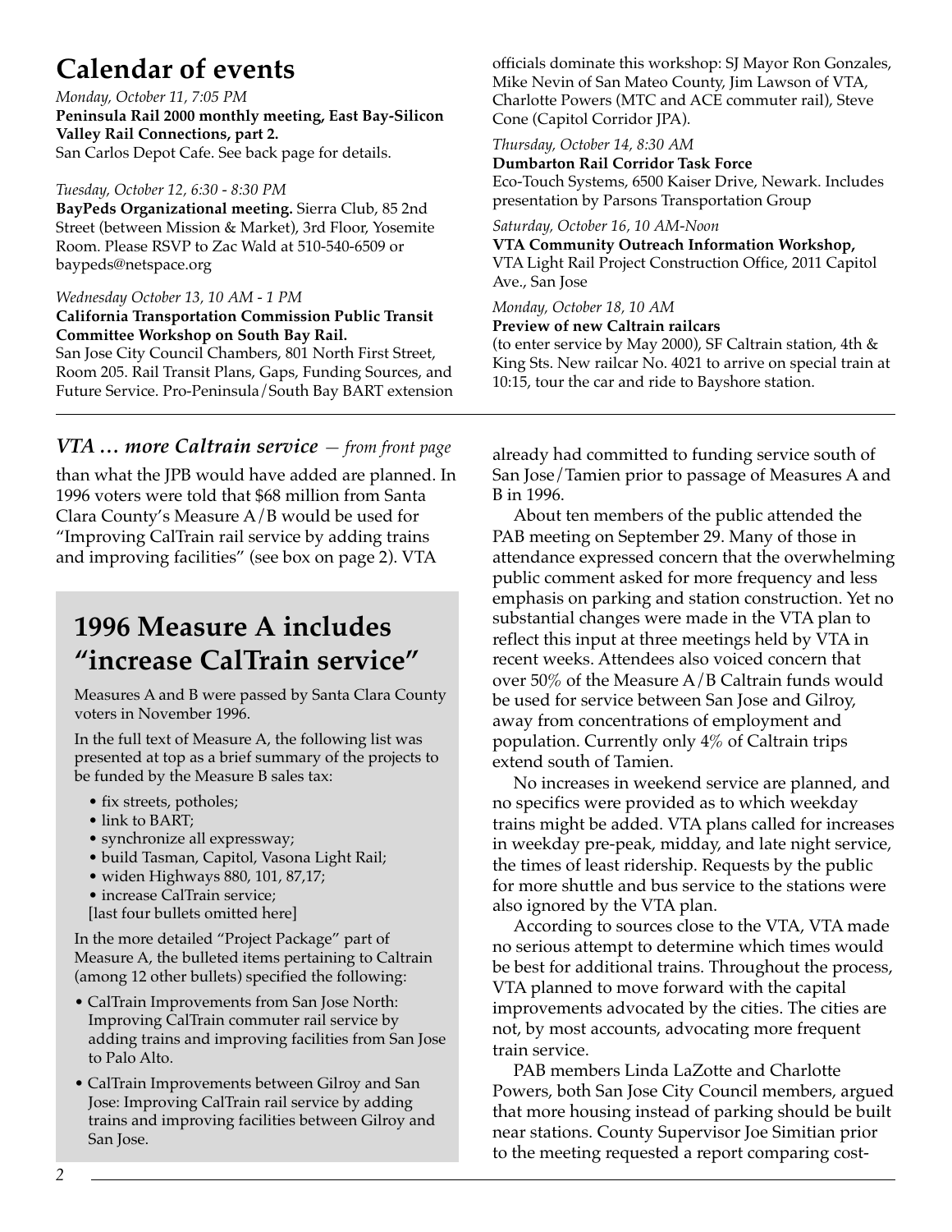## Calendar of events

*Monday, October 11, 7:05 PM*
**Peninsula Rail 2000 monthly meeting, East Bay-Silicon Valley Rail Connections, part 2.**
San Carlos Depot Cafe. See back page for details.

*Tuesday, October 12, 6:30 - 8:30 PM*
**BayPeds Organizational meeting.** Sierra Club, 85 2nd Street (between Mission & Market), 3rd Floor, Yosemite Room. Please RSVP to Zac Wald at 510-540-6509 or baypeds@netspace.org

*Wednesday October 13, 10 AM - 1 PM*
**California Transportation Commission Public Transit Committee Workshop on South Bay Rail.**
San Jose City Council Chambers, 801 North First Street, Room 205. Rail Transit Plans, Gaps, Funding Sources, and Future Service. Pro-Peninsula/South Bay BART extension officials dominate this workshop: SJ Mayor Ron Gonzales, Mike Nevin of San Mateo County, Jim Lawson of VTA, Charlotte Powers (MTC and ACE commuter rail), Steve Cone (Capitol Corridor JPA).

*Thursday, October 14, 8:30 AM*
**Dumbarton Rail Corridor Task Force**
Eco-Touch Systems, 6500 Kaiser Drive, Newark. Includes presentation by Parsons Transportation Group

*Saturday, October 16, 10 AM-Noon*
**VTA Community Outreach Information Workshop,**
VTA Light Rail Project Construction Office, 2011 Capitol Ave., San Jose

*Monday, October 18, 10 AM*
**Preview of new Caltrain railcars**
(to enter service by May 2000), SF Caltrain station, 4th & King Sts. New railcar No. 4021 to arrive on special train at 10:15, tour the car and ride to Bayshore station.

---

### *VTA … more Caltrain service* — *from front page*

than what the JPB would have added are planned. In 1996 voters were told that $68 million from Santa Clara County's Measure A/B would be used for "Improving CalTrain rail service by adding trains and improving facilities" (see box on page 2). VTA already had committed to funding service south of San Jose/Tamien prior to passage of Measures A and B in 1996.

About ten members of the public attended the PAB meeting on September 29. Many of those in attendance expressed concern that the overwhelming public comment asked for more frequency and less emphasis on parking and station construction. Yet no substantial changes were made in the VTA plan to reflect this input at three meetings held by VTA in recent weeks. Attendees also voiced concern that over 50% of the Measure A/B Caltrain funds would be used for service between San Jose and Gilroy, away from concentrations of employment and population. Currently only 4% of Caltrain trips extend south of Tamien.

No increases in weekend service are planned, and no specifics were provided as to which weekday trains might be added. VTA plans called for increases in weekday pre-peak, midday, and late night service, the times of least ridership. Requests by the public for more shuttle and bus service to the stations were also ignored by the VTA plan.

According to sources close to the VTA, VTA made no serious attempt to determine which times would be best for additional trains. Throughout the process, VTA planned to move forward with the capital improvements advocated by the cities. The cities are not, by most accounts, advocating more frequent train service.

PAB members Linda LaZotte and Charlotte Powers, both San Jose City Council members, argued that more housing instead of parking should be built near stations. County Supervisor Joe Simitian prior to the meeting requested a report comparing cost-

## 1996 Measure A includes "increase CalTrain service"

Measures A and B were passed by Santa Clara County voters in November 1996.

In the full text of Measure A, the following list was presented at top as a brief summary of the projects to be funded by the Measure B sales tax:

- fix streets, potholes;
- link to BART;
- synchronize all expressway;
- build Tasman, Capitol, Vasona Light Rail;
- widen Highways 880, 101, 87,17;
- increase CalTrain service;

[last four bullets omitted here]

In the more detailed "Project Package" part of Measure A, the bulleted items pertaining to Caltrain (among 12 other bullets) specified the following:

- CalTrain Improvements from San Jose North: Improving CalTrain commuter rail service by adding trains and improving facilities from San Jose to Palo Alto.
- CalTrain Improvements between Gilroy and San Jose: Improving CalTrain rail service by adding trains and improving facilities between Gilroy and San Jose.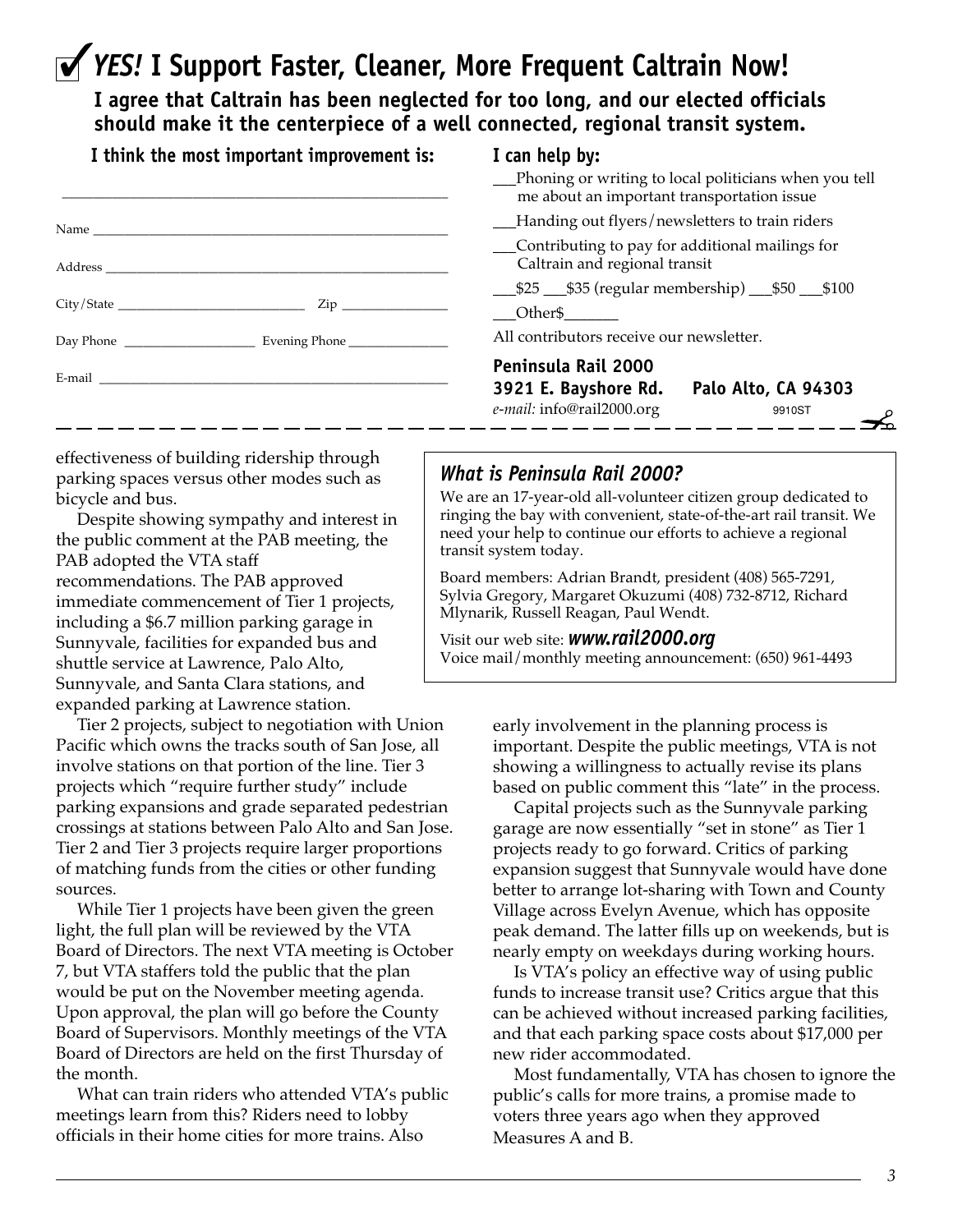# ✓ *YES!* I Support Faster, Cleaner, More Frequent Caltrain Now!

**I agree that Caltrain has been neglected for too long, and our elected officials should make it the centerpiece of a well connected, regional transit system.**

**I think the most important improvement is:**

______________________________________________

Name ______________________________________________

Address ______________________________________________

City/State ______________________ Zip ____________

Day Phone ________________ Evening Phone ____________

E-mail ______________________________________________

**I can help by:**

___Phoning or writing to local politicians when you tell me about an important transportation issue

___Handing out flyers/newsletters to train riders

___Contributing to pay for additional mailings for Caltrain and regional transit

___$25 ___$35 (regular membership) ___$50 ___$100

___Other$_______

All contributors receive our newsletter.

**Peninsula Rail 2000**
**3921 E. Bayshore Rd. Palo Alto, CA 94303**
*e-mail:* info@rail2000.org 9910ST

---

effectiveness of building ridership through parking spaces versus other modes such as bicycle and bus.

Despite showing sympathy and interest in the public comment at the PAB meeting, the PAB adopted the VTA staff recommendations. The PAB approved immediate commencement of Tier 1 projects, including a $6.7 million parking garage in Sunnyvale, facilities for expanded bus and shuttle service at Lawrence, Palo Alto, Sunnyvale, and Santa Clara stations, and expanded parking at Lawrence station.

Tier 2 projects, subject to negotiation with Union Pacific which owns the tracks south of San Jose, all involve stations on that portion of the line. Tier 3 projects which "require further study" include parking expansions and grade separated pedestrian crossings at stations between Palo Alto and San Jose. Tier 2 and Tier 3 projects require larger proportions of matching funds from the cities or other funding sources.

While Tier 1 projects have been given the green light, the full plan will be reviewed by the VTA Board of Directors. The next VTA meeting is October 7, but VTA staffers told the public that the plan would be put on the November meeting agenda. Upon approval, the plan will go before the County Board of Supervisors. Monthly meetings of the VTA Board of Directors are held on the first Thursday of the month.

What can train riders who attended VTA's public meetings learn from this? Riders need to lobby officials in their home cities for more trains. Also early involvement in the planning process is important. Despite the public meetings, VTA is not showing a willingness to actually revise its plans based on public comment this "late" in the process.

Capital projects such as the Sunnyvale parking garage are now essentially "set in stone" as Tier 1 projects ready to go forward. Critics of parking expansion suggest that Sunnyvale would have done better to arrange lot-sharing with Town and County Village across Evelyn Avenue, which has opposite peak demand. The latter fills up on weekends, but is nearly empty on weekdays during working hours.

Is VTA's policy an effective way of using public funds to increase transit use? Critics argue that this can be achieved without increased parking facilities, and that each parking space costs about $17,000 per new rider accommodated.

Most fundamentally, VTA has chosen to ignore the public's calls for more trains, a promise made to voters three years ago when they approved Measures A and B.

## *What is Peninsula Rail 2000?*

We are an 17-year-old all-volunteer citizen group dedicated to ringing the bay with convenient, state-of-the-art rail transit. We need your help to continue our efforts to achieve a regional transit system today.

Board members: Adrian Brandt, president (408) 565-7291, Sylvia Gregory, Margaret Okuzumi (408) 732-8712, Richard Mlynarik, Russell Reagan, Paul Wendt.

Visit our web site: ***www.rail2000.org***
Voice mail/monthly meeting announcement: (650) 961-4493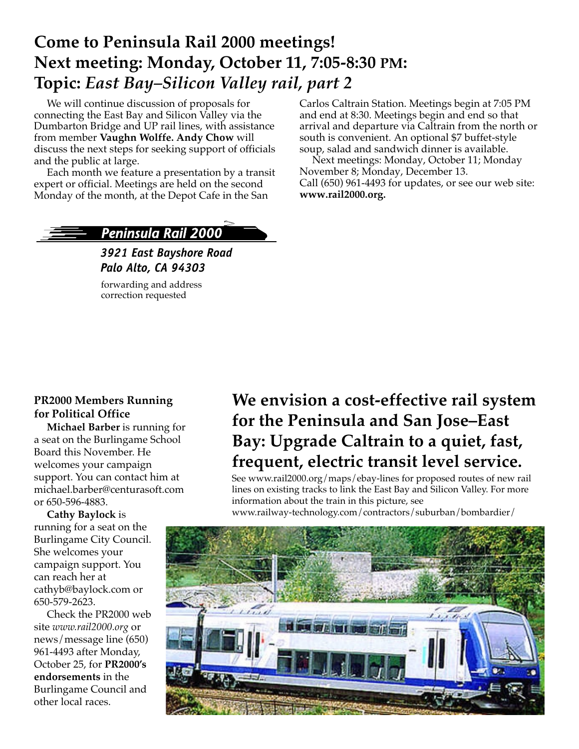# Come to Peninsula Rail 2000 meetings! Next meeting: Monday, October 11, 7:05-8:30 PM: Topic: *East Bay–Silicon Valley rail, part 2*

We will continue discussion of proposals for connecting the East Bay and Silicon Valley via the Dumbarton Bridge and UP rail lines, with assistance from member **Vaughn Wolffe. Andy Chow** will discuss the next steps for seeking support of officials and the public at large.

Each month we feature a presentation by a transit expert or official. Meetings are held on the second Monday of the month, at the Depot Cafe in the San Carlos Caltrain Station. Meetings begin at 7:05 PM and end at 8:30. Meetings begin and end so that arrival and departure via Caltrain from the north or south is convenient. An optional $7 buffet-style soup, salad and sandwich dinner is available.

Next meetings: Monday, October 11; Monday November 8; Monday, December 13.
Call (650) 961-4493 for updates, or see our web site: **www.rail2000.org.**

*Peninsula Rail 2000*

*3921 East Bayshore Road*
*Palo Alto, CA 94303*

forwarding and address correction requested

### PR2000 Members Running for Political Office

**Michael Barber** is running for a seat on the Burlingame School Board this November. He welcomes your campaign support. You can contact him at michael.barber@centurasoft.com or 650-596-4883.

**Cathy Baylock** is running for a seat on the Burlingame City Council. She welcomes your campaign support. You can reach her at cathyb@baylock.com or 650-579-2623.

Check the PR2000 web site *www.rail2000.org* or news/message line (650) 961-4493 after Monday, October 25, for **PR2000's endorsements** in the Burlingame Council and other local races.

## We envision a cost-effective rail system for the Peninsula and San Jose–East Bay: Upgrade Caltrain to a quiet, fast, frequent, electric transit level service.

See www.rail2000.org/maps/ebay-lines for proposed routes of new rail lines on existing tracks to link the East Bay and Silicon Valley. For more information about the train in this picture, see www.railway-technology.com/contractors/suburban/bombardier/